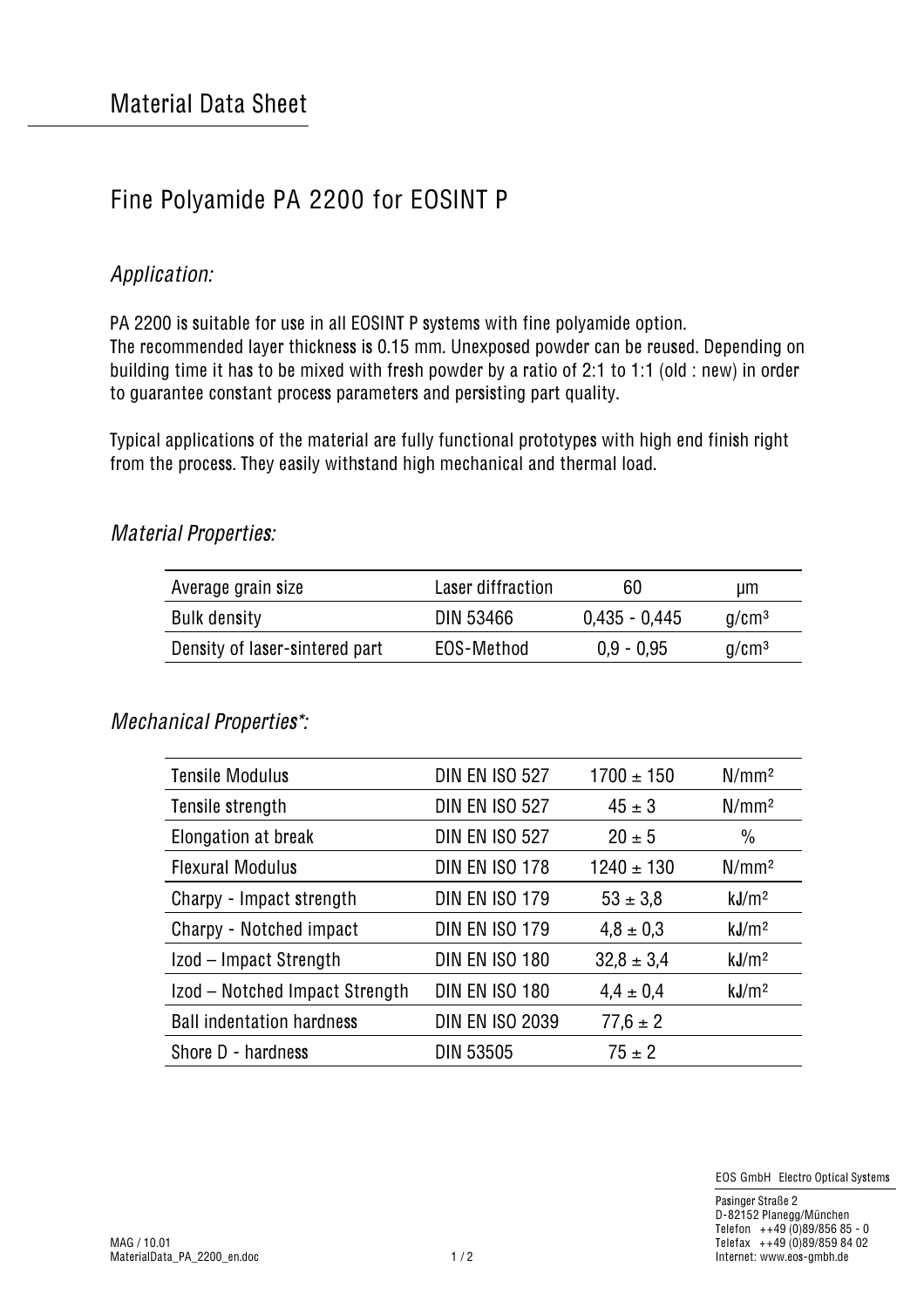# Material Data Sheet

## Fine Polyamide PA 2200 for EOSINT P

### *Application:*

PA 2200 is suitable for use in all EOSINT P systems with fine polyamide option.
The recommended layer thickness is 0.15 mm. Unexposed powder can be reused. Depending on building time it has to be mixed with fresh powder by a ratio of 2:1 to 1:1 (old : new) in order to guarantee constant process parameters and persisting part quality.

Typical applications of the material are fully functional prototypes with high end finish right from the process. They easily withstand high mechanical and thermal load.

### *Material Properties:*

| Average grain size | Laser diffraction | 60 | µm |
|---|---|---|---|
| Bulk density | DIN 53466 | 0,435 - 0,445 | g/cm³ |
| Density of laser-sintered part | EOS-Method | 0,9 - 0,95 | g/cm³ |

### *Mechanical Properties\*:*

| Tensile Modulus | DIN EN ISO 527 | 1700 ± 150 | N/mm² |
|---|---|---|---|
| Tensile strength | DIN EN ISO 527 | 45 ± 3 | N/mm² |
| Elongation at break | DIN EN ISO 527 | 20 ± 5 | % |
| Flexural Modulus | DIN EN ISO 178 | 1240 ± 130 | N/mm² |
| Charpy - Impact strength | DIN EN ISO 179 | 53 ± 3,8 | kJ/m² |
| Charpy - Notched impact | DIN EN ISO 179 | 4,8 ± 0,3 | kJ/m² |
| Izod – Impact Strength | DIN EN ISO 180 | 32,8 ± 3,4 | kJ/m² |
| Izod – Notched Impact Strength | DIN EN ISO 180 | 4,4 ± 0,4 | kJ/m² |
| Ball indentation hardness | DIN EN ISO 2039 | 77,6 ± 2 | |
| Shore D - hardness | DIN 53505 | 75 ± 2 | |

EOS GmbH Electro Optical Systems

Pasinger Straße 2
D-82152 Planegg/München
Telefon ++49 (0)89/856 85 - 0
Telefax ++49 (0)89/859 84 02
Internet: www.eos-gmbh.de

MAG / 10.01
MaterialData_PA_2200_en.doc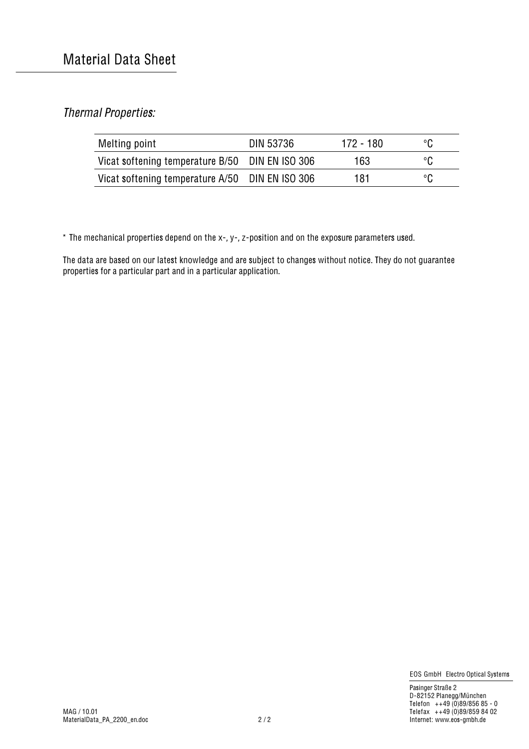# Material Data Sheet

## *Thermal Properties:*

| | | | |
|---|---|---|---|
| Melting point | DIN 53736 | 172 - 180 | °C |
| Vicat softening temperature B/50 | DIN EN ISO 306 | 163 | °C |
| Vicat softening temperature A/50 | DIN EN ISO 306 | 181 | °C |

* The mechanical properties depend on the x-, y-, z-position and on the exposure parameters used.

The data are based on our latest knowledge and are subject to changes without notice. They do not guarantee properties for a particular part and in a particular application.

EOS GmbH Electro Optical Systems

Pasinger Straße 2
D-82152 Planegg/München
Telefon ++49 (0)89/856 85 - 0
Telefax ++49 (0)89/859 84 02
Internet: www.eos-gmbh.de

MAG / 10.01
MaterialData_PA_2200_en.doc